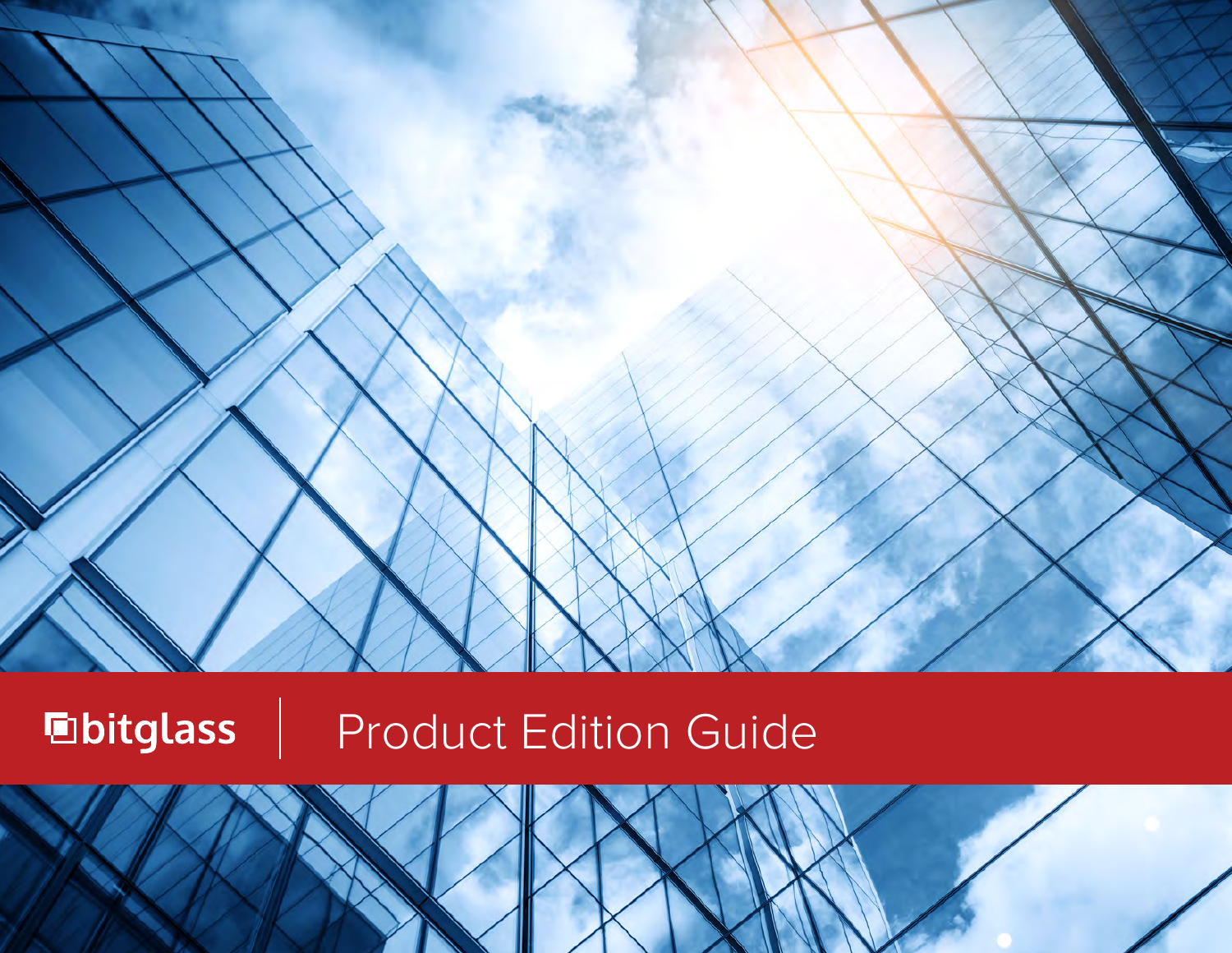bitglass

# Product Edition Guide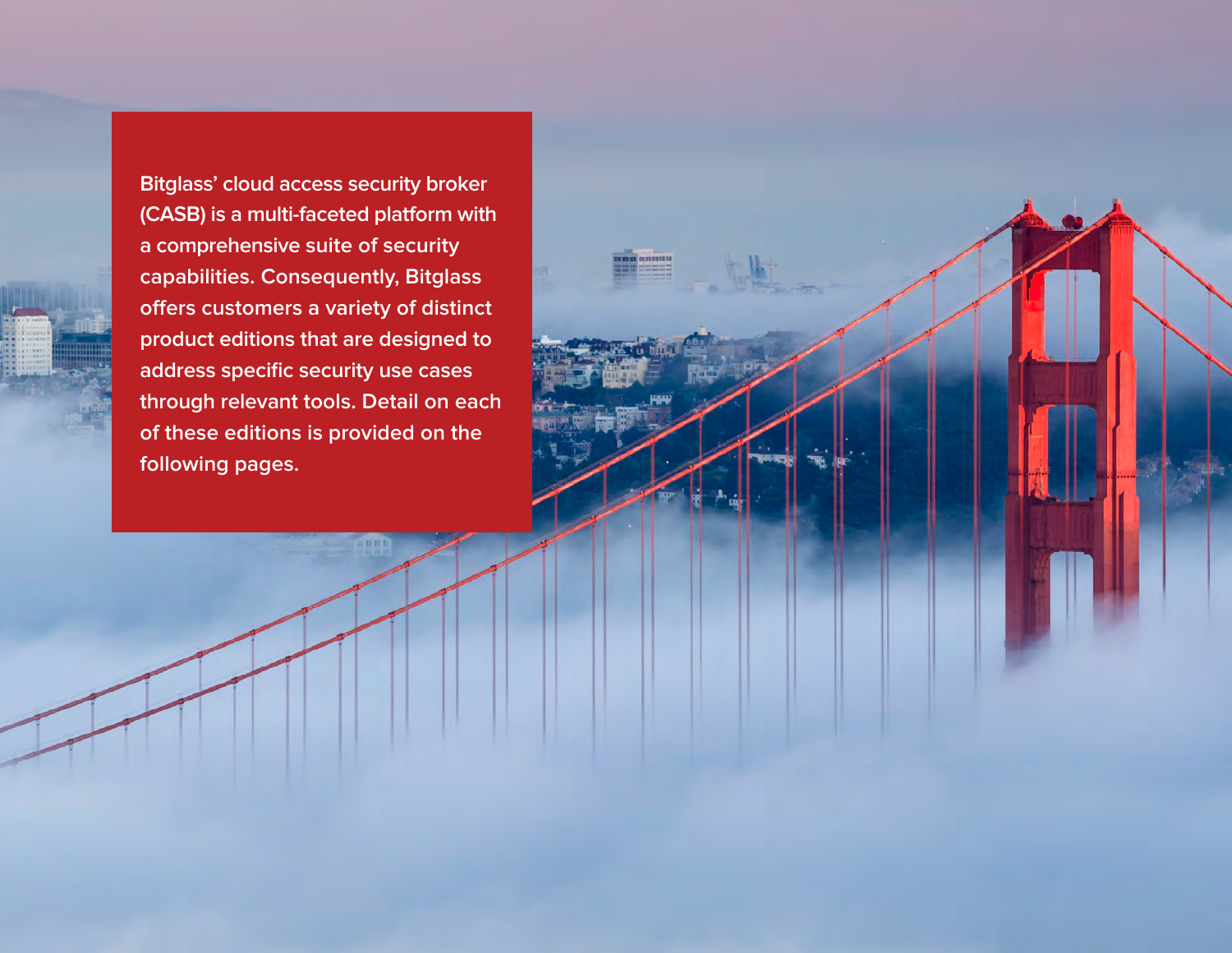Bitglass’ cloud access security broker (CASB) is a multi-faceted platform with a comprehensive suite of security capabilities. Consequently, Bitglass offers customers a variety of distinct product editions that are designed to address specific security use cases through relevant tools. Detail on each of these editions is provided on the following pages.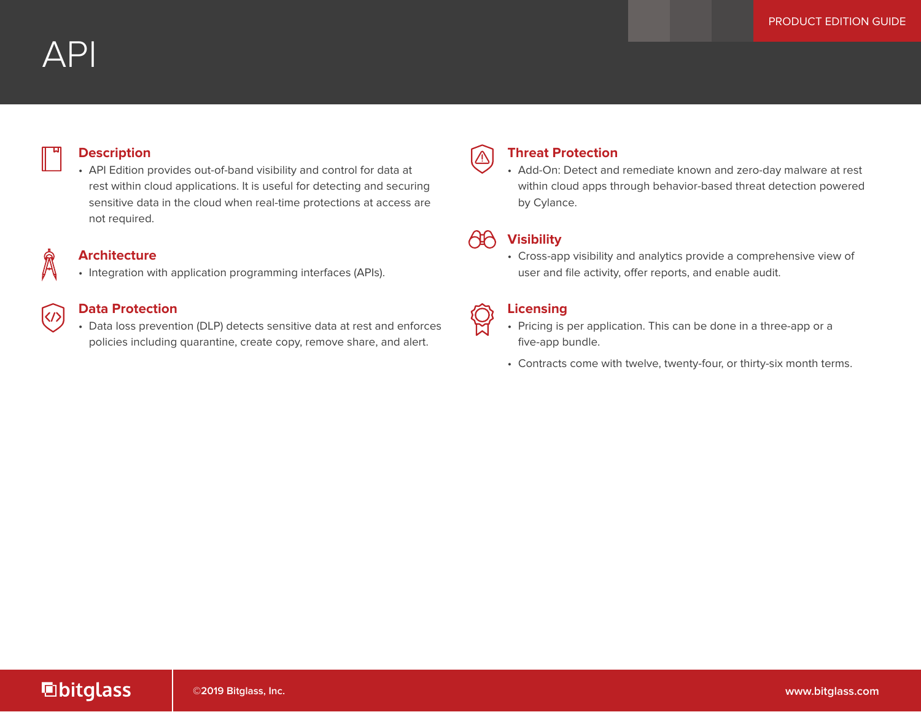# API

## Description

- API Edition provides out-of-band visibility and control for data at rest within cloud applications. It is useful for detecting and securing sensitive data in the cloud when real-time protections at access are not required.

## Architecture

- Integration with application programming interfaces (APIs).

## Data Protection

- Data loss prevention (DLP) detects sensitive data at rest and enforces policies including quarantine, create copy, remove share, and alert.

## Threat Protection

- Add-On: Detect and remediate known and zero-day malware at rest within cloud apps through behavior-based threat detection powered by Cylance.

## Visibility

- Cross-app visibility and analytics provide a comprehensive view of user and file activity, offer reports, and enable audit.

## Licensing

- Pricing is per application. This can be done in a three-app or a five-app bundle.
- Contracts come with twelve, twenty-four, or thirty-six month terms.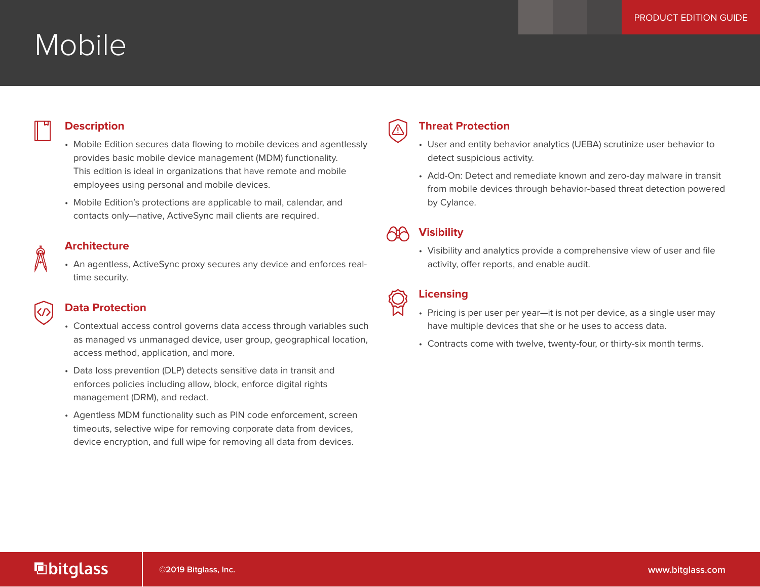# Mobile

## Description

- Mobile Edition secures data flowing to mobile devices and agentlessly provides basic mobile device management (MDM) functionality. This edition is ideal in organizations that have remote and mobile employees using personal and mobile devices.
- Mobile Edition's protections are applicable to mail, calendar, and contacts only—native, ActiveSync mail clients are required.

## Architecture

- An agentless, ActiveSync proxy secures any device and enforces real-time security.

## Data Protection

- Contextual access control governs data access through variables such as managed vs unmanaged device, user group, geographical location, access method, application, and more.
- Data loss prevention (DLP) detects sensitive data in transit and enforces policies including allow, block, enforce digital rights management (DRM), and redact.
- Agentless MDM functionality such as PIN code enforcement, screen timeouts, selective wipe for removing corporate data from devices, device encryption, and full wipe for removing all data from devices.

## Threat Protection

- User and entity behavior analytics (UEBA) scrutinize user behavior to detect suspicious activity.
- Add-On: Detect and remediate known and zero-day malware in transit from mobile devices through behavior-based threat detection powered by Cylance.

## Visibility

- Visibility and analytics provide a comprehensive view of user and file activity, offer reports, and enable audit.

## Licensing

- Pricing is per user per year—it is not per device, as a single user may have multiple devices that she or he uses to access data.
- Contracts come with twelve, twenty-four, or thirty-six month terms.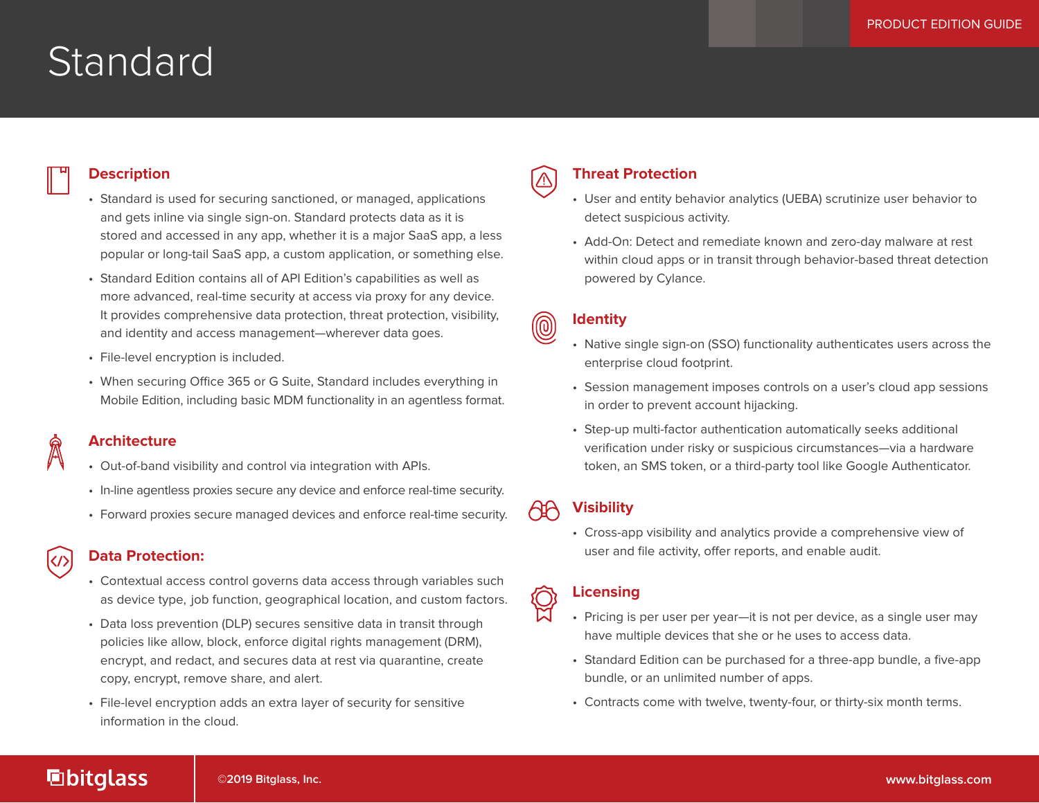# Standard

## Description

- Standard is used for securing sanctioned, or managed, applications and gets inline via single sign-on. Standard protects data as it is stored and accessed in any app, whether it is a major SaaS app, a less popular or long-tail SaaS app, a custom application, or something else.
- Standard Edition contains all of API Edition's capabilities as well as more advanced, real-time security at access via proxy for any device. It provides comprehensive data protection, threat protection, visibility, and identity and access management—wherever data goes.
- File-level encryption is included.
- When securing Office 365 or G Suite, Standard includes everything in Mobile Edition, including basic MDM functionality in an agentless format.

## Architecture

- Out-of-band visibility and control via integration with APIs.
- In-line agentless proxies secure any device and enforce real-time security.
- Forward proxies secure managed devices and enforce real-time security.

## Data Protection:

- Contextual access control governs data access through variables such as device type, job function, geographical location, and custom factors.
- Data loss prevention (DLP) secures sensitive data in transit through policies like allow, block, enforce digital rights management (DRM), encrypt, and redact, and secures data at rest via quarantine, create copy, encrypt, remove share, and alert.
- File-level encryption adds an extra layer of security for sensitive information in the cloud.

## Threat Protection

- User and entity behavior analytics (UEBA) scrutinize user behavior to detect suspicious activity.
- Add-On: Detect and remediate known and zero-day malware at rest within cloud apps or in transit through behavior-based threat detection powered by Cylance.

## Identity

- Native single sign-on (SSO) functionality authenticates users across the enterprise cloud footprint.
- Session management imposes controls on a user's cloud app sessions in order to prevent account hijacking.
- Step-up multi-factor authentication automatically seeks additional verification under risky or suspicious circumstances—via a hardware token, an SMS token, or a third-party tool like Google Authenticator.

## Visibility

- Cross-app visibility and analytics provide a comprehensive view of user and file activity, offer reports, and enable audit.

## Licensing

- Pricing is per user per year—it is not per device, as a single user may have multiple devices that she or he uses to access data.
- Standard Edition can be purchased for a three-app bundle, a five-app bundle, or an unlimited number of apps.
- Contracts come with twelve, twenty-four, or thirty-six month terms.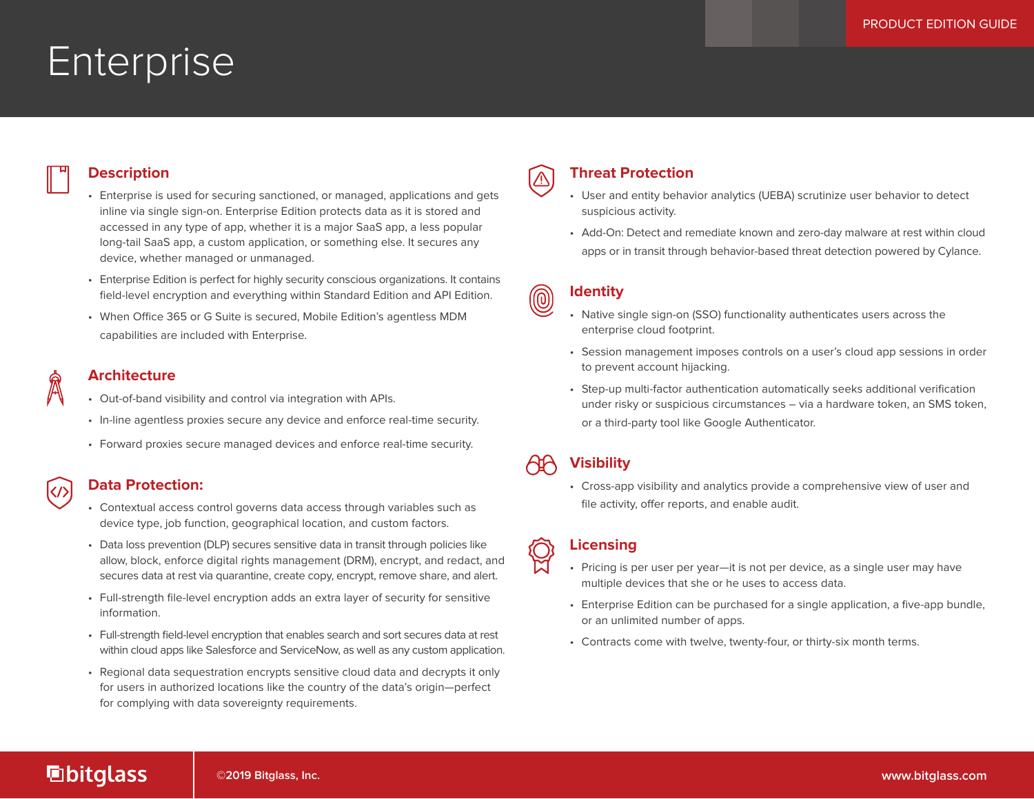# Enterprise

## Description

- Enterprise is used for securing sanctioned, or managed, applications and gets inline via single sign-on. Enterprise Edition protects data as it is stored and accessed in any type of app, whether it is a major SaaS app, a less popular long-tail SaaS app, a custom application, or something else. It secures any device, whether managed or unmanaged.
- Enterprise Edition is perfect for highly security conscious organizations. It contains field-level encryption and everything within Standard Edition and API Edition.
- When Office 365 or G Suite is secured, Mobile Edition's agentless MDM capabilities are included with Enterprise.

## Architecture

- Out-of-band visibility and control via integration with APIs.
- In-line agentless proxies secure any device and enforce real-time security.
- Forward proxies secure managed devices and enforce real-time security.

## Data Protection:

- Contextual access control governs data access through variables such as device type, job function, geographical location, and custom factors.
- Data loss prevention (DLP) secures sensitive data in transit through policies like allow, block, enforce digital rights management (DRM), encrypt, and redact, and secures data at rest via quarantine, create copy, encrypt, remove share, and alert.
- Full-strength file-level encryption adds an extra layer of security for sensitive information.
- Full-strength field-level encryption that enables search and sort secures data at rest within cloud apps like Salesforce and ServiceNow, as well as any custom application.
- Regional data sequestration encrypts sensitive cloud data and decrypts it only for users in authorized locations like the country of the data's origin—perfect for complying with data sovereignty requirements.

## Threat Protection

- User and entity behavior analytics (UEBA) scrutinize user behavior to detect suspicious activity.
- Add-On: Detect and remediate known and zero-day malware at rest within cloud apps or in transit through behavior-based threat detection powered by Cylance.

## Identity

- Native single sign-on (SSO) functionality authenticates users across the enterprise cloud footprint.
- Session management imposes controls on a user's cloud app sessions in order to prevent account hijacking.
- Step-up multi-factor authentication automatically seeks additional verification under risky or suspicious circumstances – via a hardware token, an SMS token, or a third-party tool like Google Authenticator.

## Visibility

- Cross-app visibility and analytics provide a comprehensive view of user and file activity, offer reports, and enable audit.

## Licensing

- Pricing is per user per year—it is not per device, as a single user may have multiple devices that she or he uses to access data.
- Enterprise Edition can be purchased for a single application, a five-app bundle, or an unlimited number of apps.
- Contracts come with twelve, twenty-four, or thirty-six month terms.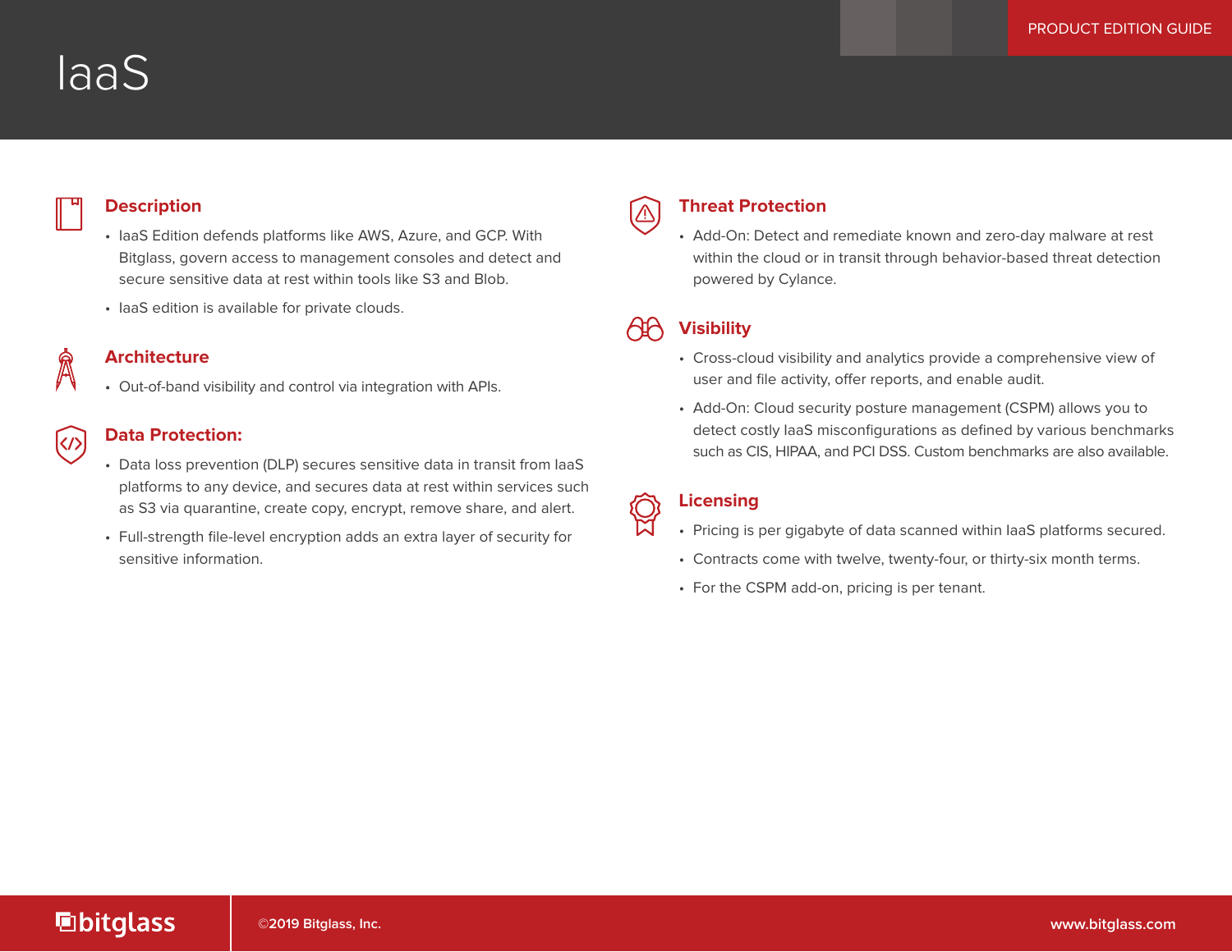# IaaS

PRODUCT EDITION GUIDE

## Description

- IaaS Edition defends platforms like AWS, Azure, and GCP. With Bitglass, govern access to management consoles and detect and secure sensitive data at rest within tools like S3 and Blob.
- IaaS edition is available for private clouds.

## Architecture

- Out-of-band visibility and control via integration with APIs.

## Data Protection:

- Data loss prevention (DLP) secures sensitive data in transit from IaaS platforms to any device, and secures data at rest within services such as S3 via quarantine, create copy, encrypt, remove share, and alert.
- Full-strength file-level encryption adds an extra layer of security for sensitive information.

## Threat Protection

- Add-On: Detect and remediate known and zero-day malware at rest within the cloud or in transit through behavior-based threat detection powered by Cylance.

## Visibility

- Cross-cloud visibility and analytics provide a comprehensive view of user and file activity, offer reports, and enable audit.
- Add-On: Cloud security posture management (CSPM) allows you to detect costly IaaS misconfigurations as defined by various benchmarks such as CIS, HIPAA, and PCI DSS. Custom benchmarks are also available.

## Licensing

- Pricing is per gigabyte of data scanned within IaaS platforms secured.
- Contracts come with twelve, twenty-four, or thirty-six month terms.
- For the CSPM add-on, pricing is per tenant.

bitglass ©2019 Bitglass, Inc. www.bitglass.com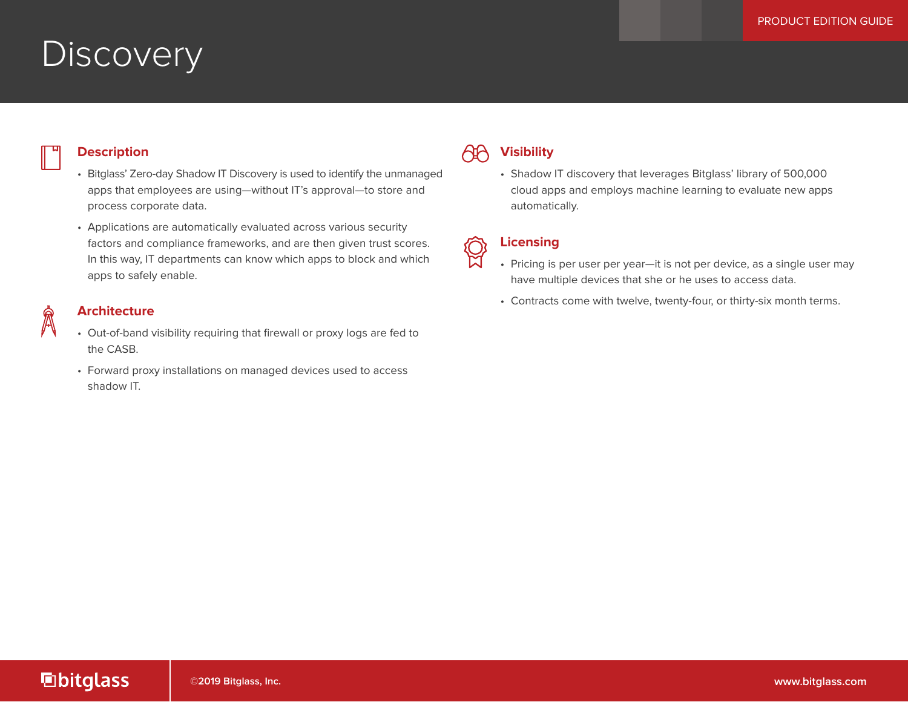# Discovery

## Description

- Bitglass' Zero-day Shadow IT Discovery is used to identify the unmanaged apps that employees are using—without IT's approval—to store and process corporate data.
- Applications are automatically evaluated across various security factors and compliance frameworks, and are then given trust scores. In this way, IT departments can know which apps to block and which apps to safely enable.

## Architecture

- Out-of-band visibility requiring that firewall or proxy logs are fed to the CASB.
- Forward proxy installations on managed devices used to access shadow IT.

## Visibility

- Shadow IT discovery that leverages Bitglass' library of 500,000 cloud apps and employs machine learning to evaluate new apps automatically.

## Licensing

- Pricing is per user per year—it is not per device, as a single user may have multiple devices that she or he uses to access data.
- Contracts come with twelve, twenty-four, or thirty-six month terms.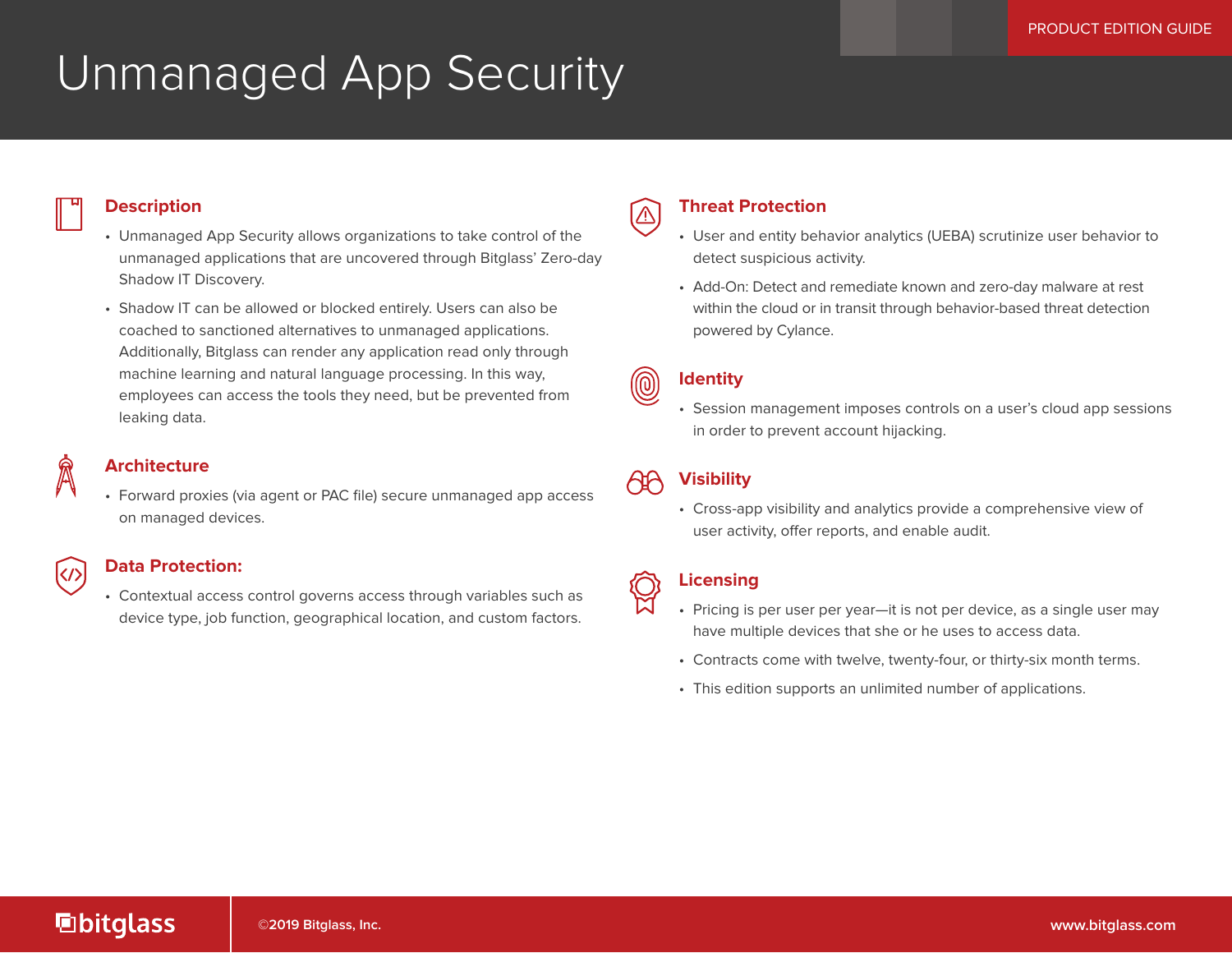# Unmanaged App Security

PRODUCT EDITION GUIDE

## Description

- Unmanaged App Security allows organizations to take control of the unmanaged applications that are uncovered through Bitglass' Zero-day Shadow IT Discovery.
- Shadow IT can be allowed or blocked entirely. Users can also be coached to sanctioned alternatives to unmanaged applications. Additionally, Bitglass can render any application read only through machine learning and natural language processing. In this way, employees can access the tools they need, but be prevented from leaking data.

## Architecture

- Forward proxies (via agent or PAC file) secure unmanaged app access on managed devices.

## Data Protection:

- Contextual access control governs access through variables such as device type, job function, geographical location, and custom factors.

## Threat Protection

- User and entity behavior analytics (UEBA) scrutinize user behavior to detect suspicious activity.
- Add-On: Detect and remediate known and zero-day malware at rest within the cloud or in transit through behavior-based threat detection powered by Cylance.

## Identity

- Session management imposes controls on a user's cloud app sessions in order to prevent account hijacking.

## Visibility

- Cross-app visibility and analytics provide a comprehensive view of user activity, offer reports, and enable audit.

## Licensing

- Pricing is per user per year—it is not per device, as a single user may have multiple devices that she or he uses to access data.
- Contracts come with twelve, twenty-four, or thirty-six month terms.
- This edition supports an unlimited number of applications.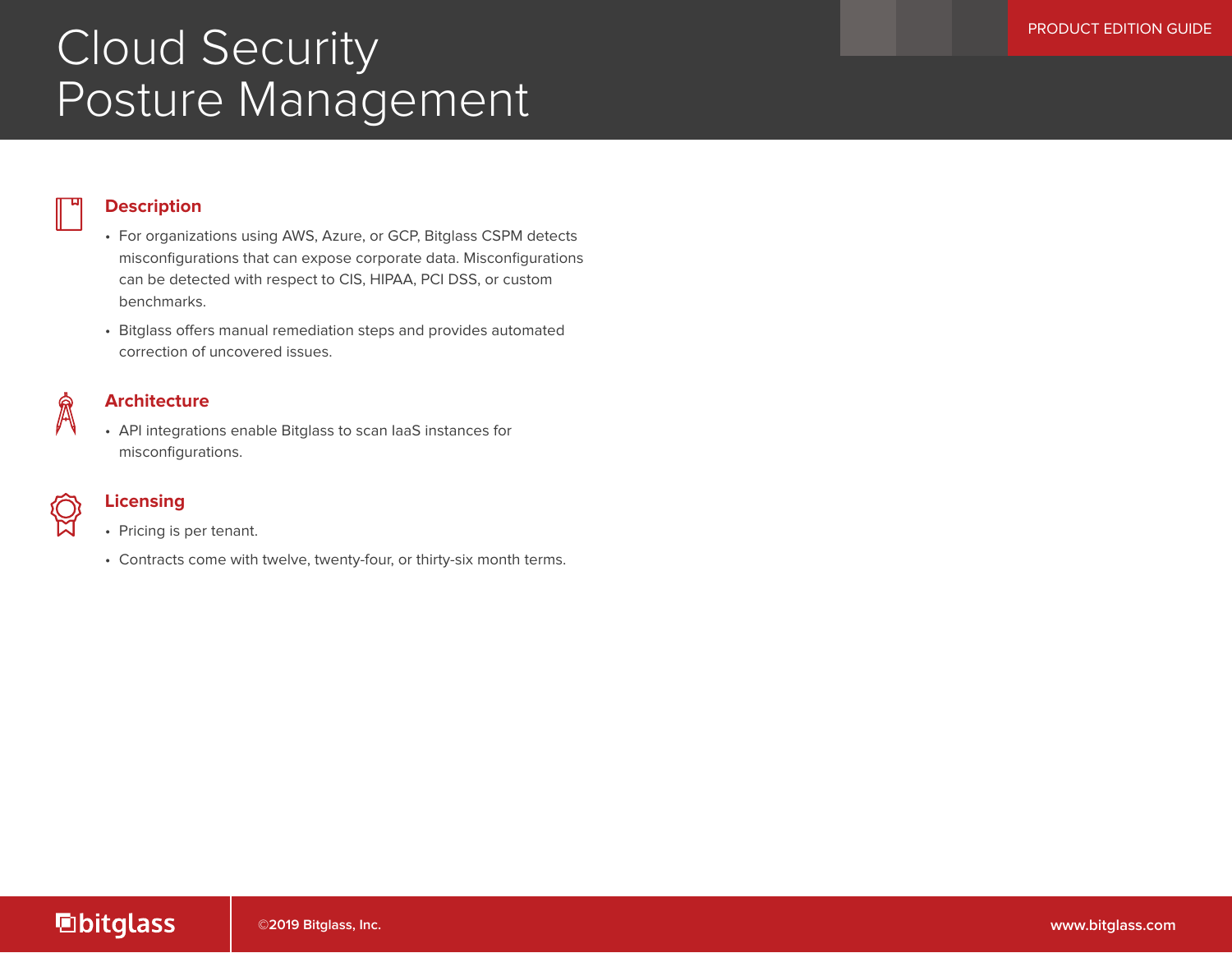# Cloud Security Posture Management

PRODUCT EDITION GUIDE

## Description

- For organizations using AWS, Azure, or GCP, Bitglass CSPM detects misconfigurations that can expose corporate data. Misconfigurations can be detected with respect to CIS, HIPAA, PCI DSS, or custom benchmarks.
- Bitglass offers manual remediation steps and provides automated correction of uncovered issues.

## Architecture

- API integrations enable Bitglass to scan IaaS instances for misconfigurations.

## Licensing

- Pricing is per tenant.
- Contracts come with twelve, twenty-four, or thirty-six month terms.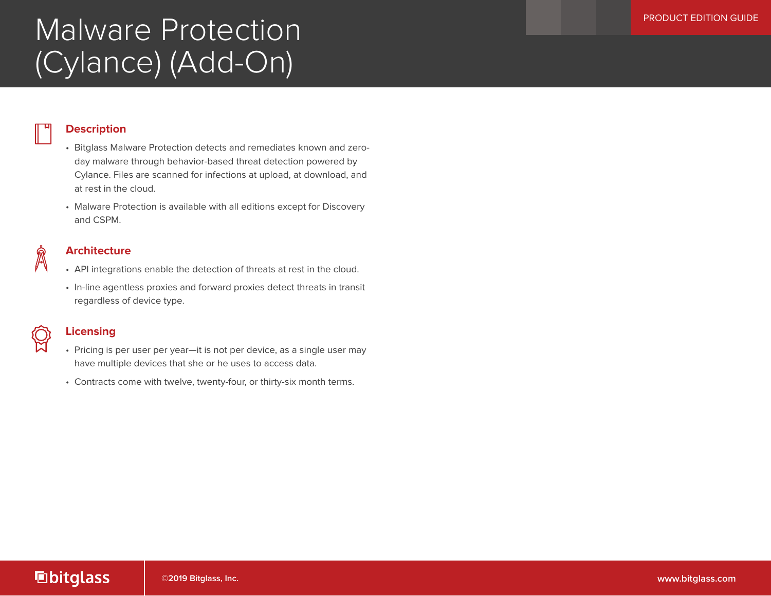# Malware Protection (Cylance) (Add-On)

## Description

- Bitglass Malware Protection detects and remediates known and zero-day malware through behavior-based threat detection powered by Cylance. Files are scanned for infections at upload, at download, and at rest in the cloud.
- Malware Protection is available with all editions except for Discovery and CSPM.

## Architecture

- API integrations enable the detection of threats at rest in the cloud.
- In-line agentless proxies and forward proxies detect threats in transit regardless of device type.

## Licensing

- Pricing is per user per year—it is not per device, as a single user may have multiple devices that she or he uses to access data.
- Contracts come with twelve, twenty-four, or thirty-six month terms.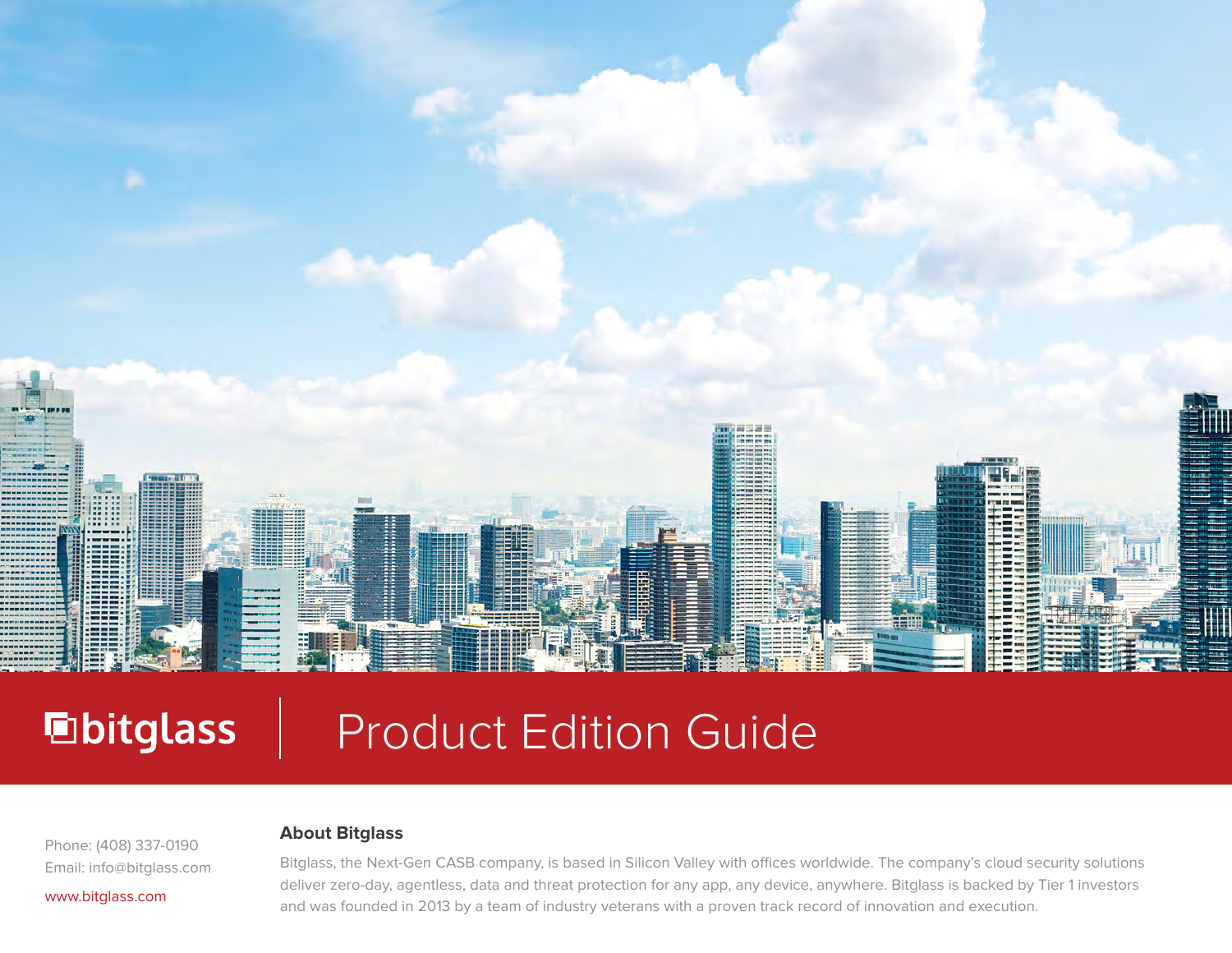bitglass

# Product Edition Guide

Phone: (408) 337-0190

Email: info@bitglass.com

www.bitglass.com

**About Bitglass**

Bitglass, the Next-Gen CASB company, is based in Silicon Valley with offices worldwide. The company's cloud security solutions deliver zero-day, agentless, data and threat protection for any app, any device, anywhere. Bitglass is backed by Tier 1 investors and was founded in 2013 by a team of industry veterans with a proven track record of innovation and execution.